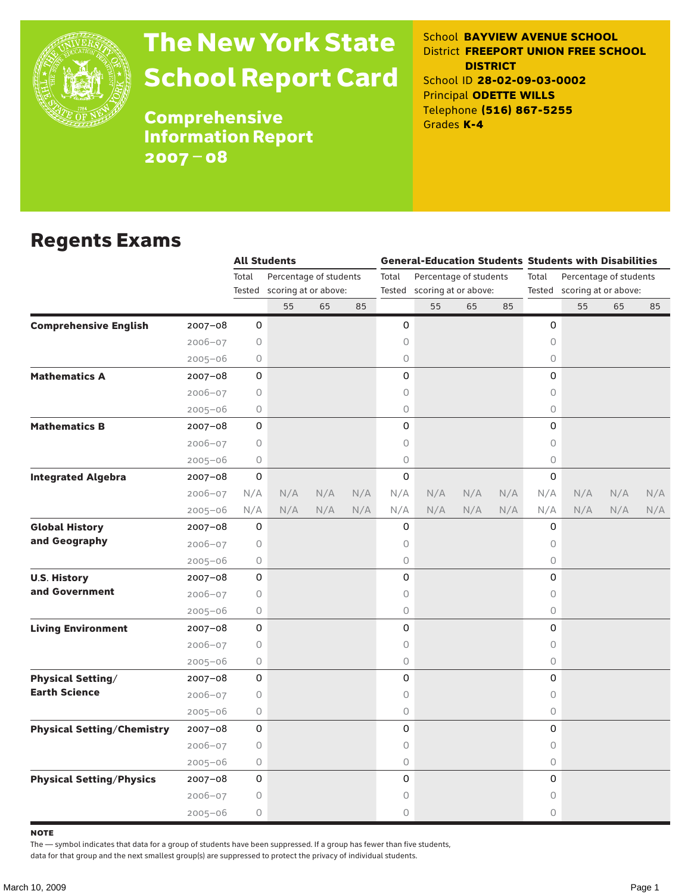# The New York State School Report Card

## Comprehensive Information Report 2007 – 08

School **BAYVIEW AVENUE SCHOOL**
District **FREEPORT UNION FREE SCHOOL DISTRICT**
School ID **28-02-09-03-0002**
Principal **ODETTE WILLS**
Telephone **(516) 867-5255**
Grades **K-4**

## Regents Exams

| | | All Students | | | | General-Education Students | | | | Students with Disabilities | | | |
|---|---|---|---|---|---|---|---|---|---|---|---|---|---|
| | | Total Tested | Percentage of students scoring at or above: | | | Total Tested | Percentage of students scoring at or above: | | | Total Tested | Percentage of students scoring at or above: | | |
| | | | 55 | 65 | 85 | | 55 | 65 | 85 | | 55 | 65 | 85 |
| **Comprehensive English** | 2007–08 | 0 | | | | 0 | | | | 0 | | | |
| | 2006–07 | 0 | | | | 0 | | | | 0 | | | |
| | 2005–06 | 0 | | | | 0 | | | | 0 | | | |
| **Mathematics A** | 2007–08 | 0 | | | | 0 | | | | 0 | | | |
| | 2006–07 | 0 | | | | 0 | | | | 0 | | | |
| | 2005–06 | 0 | | | | 0 | | | | 0 | | | |
| **Mathematics B** | 2007–08 | 0 | | | | 0 | | | | 0 | | | |
| | 2006–07 | 0 | | | | 0 | | | | 0 | | | |
| | 2005–06 | 0 | | | | 0 | | | | 0 | | | |
| **Integrated Algebra** | 2007–08 | 0 | | | | 0 | | | | 0 | | | |
| | 2006–07 | N/A | N/A | N/A | N/A | N/A | N/A | N/A | N/A | N/A | N/A | N/A | N/A |
| | 2005–06 | N/A | N/A | N/A | N/A | N/A | N/A | N/A | N/A | N/A | N/A | N/A | N/A |
| **Global History and Geography** | 2007–08 | 0 | | | | 0 | | | | 0 | | | |
| | 2006–07 | 0 | | | | 0 | | | | 0 | | | |
| | 2005–06 | 0 | | | | 0 | | | | 0 | | | |
| **U.S. History and Government** | 2007–08 | 0 | | | | 0 | | | | 0 | | | |
| | 2006–07 | 0 | | | | 0 | | | | 0 | | | |
| | 2005–06 | 0 | | | | 0 | | | | 0 | | | |
| **Living Environment** | 2007–08 | 0 | | | | 0 | | | | 0 | | | |
| | 2006–07 | 0 | | | | 0 | | | | 0 | | | |
| | 2005–06 | 0 | | | | 0 | | | | 0 | | | |
| **Physical Setting/ Earth Science** | 2007–08 | 0 | | | | 0 | | | | 0 | | | |
| | 2006–07 | 0 | | | | 0 | | | | 0 | | | |
| | 2005–06 | 0 | | | | 0 | | | | 0 | | | |
| **Physical Setting/Chemistry** | 2007–08 | 0 | | | | 0 | | | | 0 | | | |
| | 2006–07 | 0 | | | | 0 | | | | 0 | | | |
| | 2005–06 | 0 | | | | 0 | | | | 0 | | | |
| **Physical Setting/Physics** | 2007–08 | 0 | | | | 0 | | | | 0 | | | |
| | 2006–07 | 0 | | | | 0 | | | | 0 | | | |
| | 2005–06 | 0 | | | | 0 | | | | 0 | | | |

**NOTE**

The — symbol indicates that data for a group of students have been suppressed. If a group has fewer than five students, data for that group and the next smallest group(s) are suppressed to protect the privacy of individual students.

March 10, 2009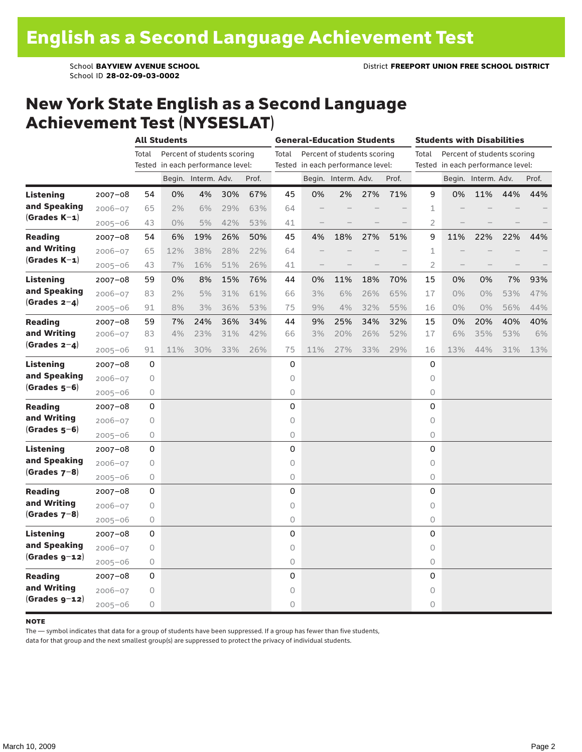# English as a Second Language Achievement Test

School **BAYVIEW AVENUE SCHOOL**
School ID **28-02-09-03-0002**

District **FREEPORT UNION FREE SCHOOL DISTRICT**

## New York State English as a Second Language Achievement Test (NYSESLAT)

| | | All Students | | | | | General-Education Students | | | | | Students with Disabilities | | | | |
|---|---|---|---|---|---|---|---|---|---|---|---|---|---|---|---|---|
| | | Total Tested | Percent of students scoring in each performance level: | | | | Total Tested | Percent of students scoring in each performance level: | | | | Total Tested | Percent of students scoring in each performance level: | | | |
| | | | Begin. | Interm. | Adv. | Prof. | | Begin. | Interm. | Adv. | Prof. | | Begin. | Interm. | Adv. | Prof. |
| **Listening and Speaking (Grades K–1)** | 2007–08 | 54 | 0% | 4% | 30% | 67% | 45 | 0% | 2% | 27% | 71% | 9 | 0% | 11% | 44% | 44% |
| | 2006–07 | 65 | 2% | 6% | 29% | 63% | 64 | – | – | – | – | 1 | – | – | – | – |
| | 2005–06 | 43 | 0% | 5% | 42% | 53% | 41 | – | – | – | – | 2 | – | – | – | – |
| **Reading and Writing (Grades K–1)** | 2007–08 | 54 | 6% | 19% | 26% | 50% | 45 | 4% | 18% | 27% | 51% | 9 | 11% | 22% | 22% | 44% |
| | 2006–07 | 65 | 12% | 38% | 28% | 22% | 64 | – | – | – | – | 1 | – | – | – | – |
| | 2005–06 | 43 | 7% | 16% | 51% | 26% | 41 | – | – | – | – | 2 | – | – | – | – |
| **Listening and Speaking (Grades 2–4)** | 2007–08 | 59 | 0% | 8% | 15% | 76% | 44 | 0% | 11% | 18% | 70% | 15 | 0% | 0% | 7% | 93% |
| | 2006–07 | 83 | 2% | 5% | 31% | 61% | 66 | 3% | 6% | 26% | 65% | 17 | 0% | 0% | 53% | 47% |
| | 2005–06 | 91 | 8% | 3% | 36% | 53% | 75 | 9% | 4% | 32% | 55% | 16 | 0% | 0% | 56% | 44% |
| **Reading and Writing (Grades 2–4)** | 2007–08 | 59 | 7% | 24% | 36% | 34% | 44 | 9% | 25% | 34% | 32% | 15 | 0% | 20% | 40% | 40% |
| | 2006–07 | 83 | 4% | 23% | 31% | 42% | 66 | 3% | 20% | 26% | 52% | 17 | 6% | 35% | 53% | 6% |
| | 2005–06 | 91 | 11% | 30% | 33% | 26% | 75 | 11% | 27% | 33% | 29% | 16 | 13% | 44% | 31% | 13% |
| **Listening and Speaking (Grades 5–6)** | 2007–08 | 0 | | | | | 0 | | | | | 0 | | | | |
| | 2006–07 | 0 | | | | | 0 | | | | | 0 | | | | |
| | 2005–06 | 0 | | | | | 0 | | | | | 0 | | | | |
| **Reading and Writing (Grades 5–6)** | 2007–08 | 0 | | | | | 0 | | | | | 0 | | | | |
| | 2006–07 | 0 | | | | | 0 | | | | | 0 | | | | |
| | 2005–06 | 0 | | | | | 0 | | | | | 0 | | | | |
| **Listening and Speaking (Grades 7–8)** | 2007–08 | 0 | | | | | 0 | | | | | 0 | | | | |
| | 2006–07 | 0 | | | | | 0 | | | | | 0 | | | | |
| | 2005–06 | 0 | | | | | 0 | | | | | 0 | | | | |
| **Reading and Writing (Grades 7–8)** | 2007–08 | 0 | | | | | 0 | | | | | 0 | | | | |
| | 2006–07 | 0 | | | | | 0 | | | | | 0 | | | | |
| | 2005–06 | 0 | | | | | 0 | | | | | 0 | | | | |
| **Listening and Speaking (Grades 9–12)** | 2007–08 | 0 | | | | | 0 | | | | | 0 | | | | |
| | 2006–07 | 0 | | | | | 0 | | | | | 0 | | | | |
| | 2005–06 | 0 | | | | | 0 | | | | | 0 | | | | |
| **Reading and Writing (Grades 9–12)** | 2007–08 | 0 | | | | | 0 | | | | | 0 | | | | |
| | 2006–07 | 0 | | | | | 0 | | | | | 0 | | | | |
| | 2005–06 | 0 | | | | | 0 | | | | | 0 | | | | |

**NOTE**

The — symbol indicates that data for a group of students have been suppressed. If a group has fewer than five students, data for that group and the next smallest group(s) are suppressed to protect the privacy of individual students.

March 10, 2009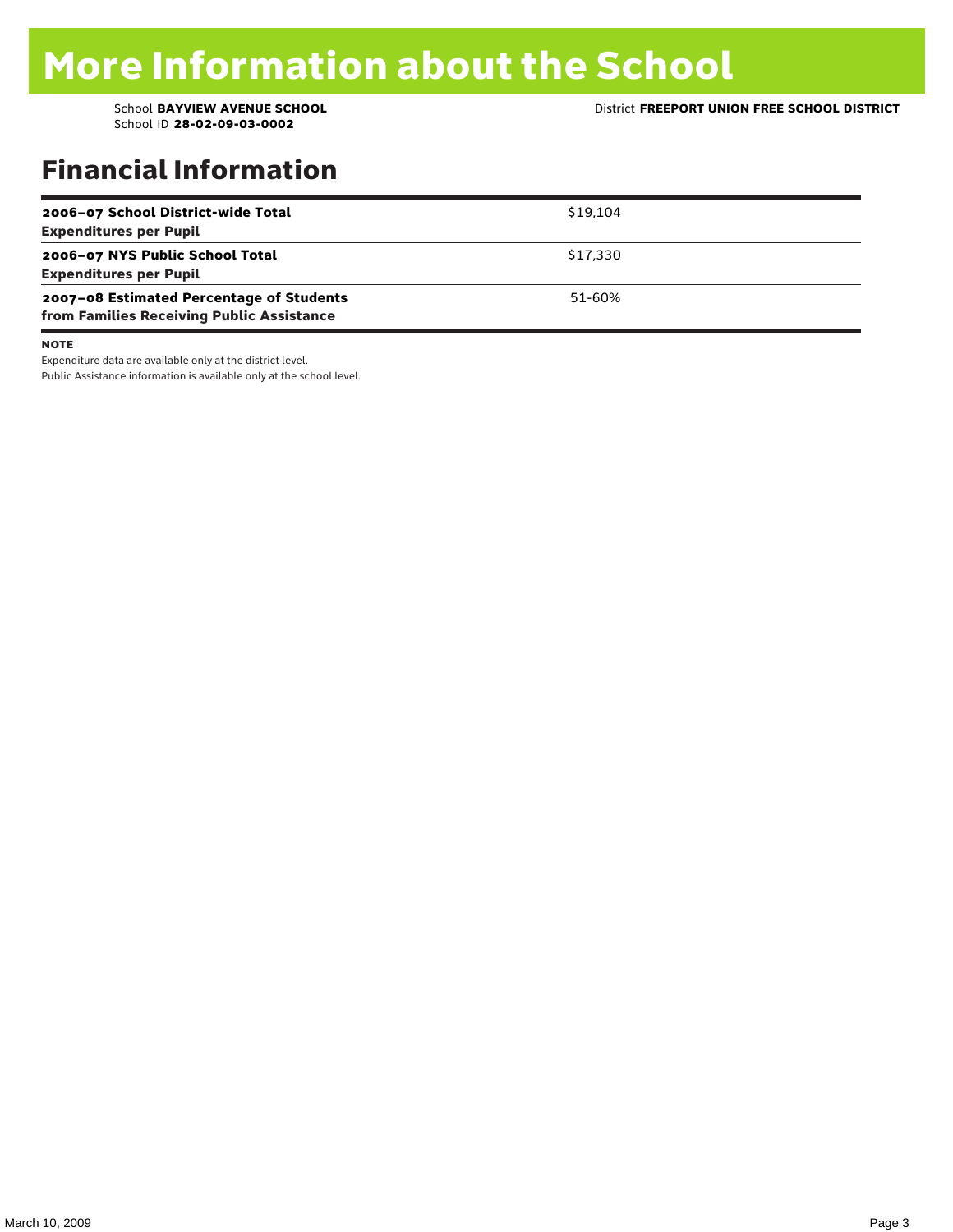# More Information about the School

School **BAYVIEW AVENUE SCHOOL**
School ID **28-02-09-03-0002**

District **FREEPORT UNION FREE SCHOOL DISTRICT**

## Financial Information

| | |
|---|---|
| **2006–07 School District-wide Total Expenditures per Pupil** | $19,104 |
| **2006–07 NYS Public School Total Expenditures per Pupil** | $17,330 |
| **2007–08 Estimated Percentage of Students from Families Receiving Public Assistance** | 51-60% |

**NOTE**

Expenditure data are available only at the district level.

Public Assistance information is available only at the school level.